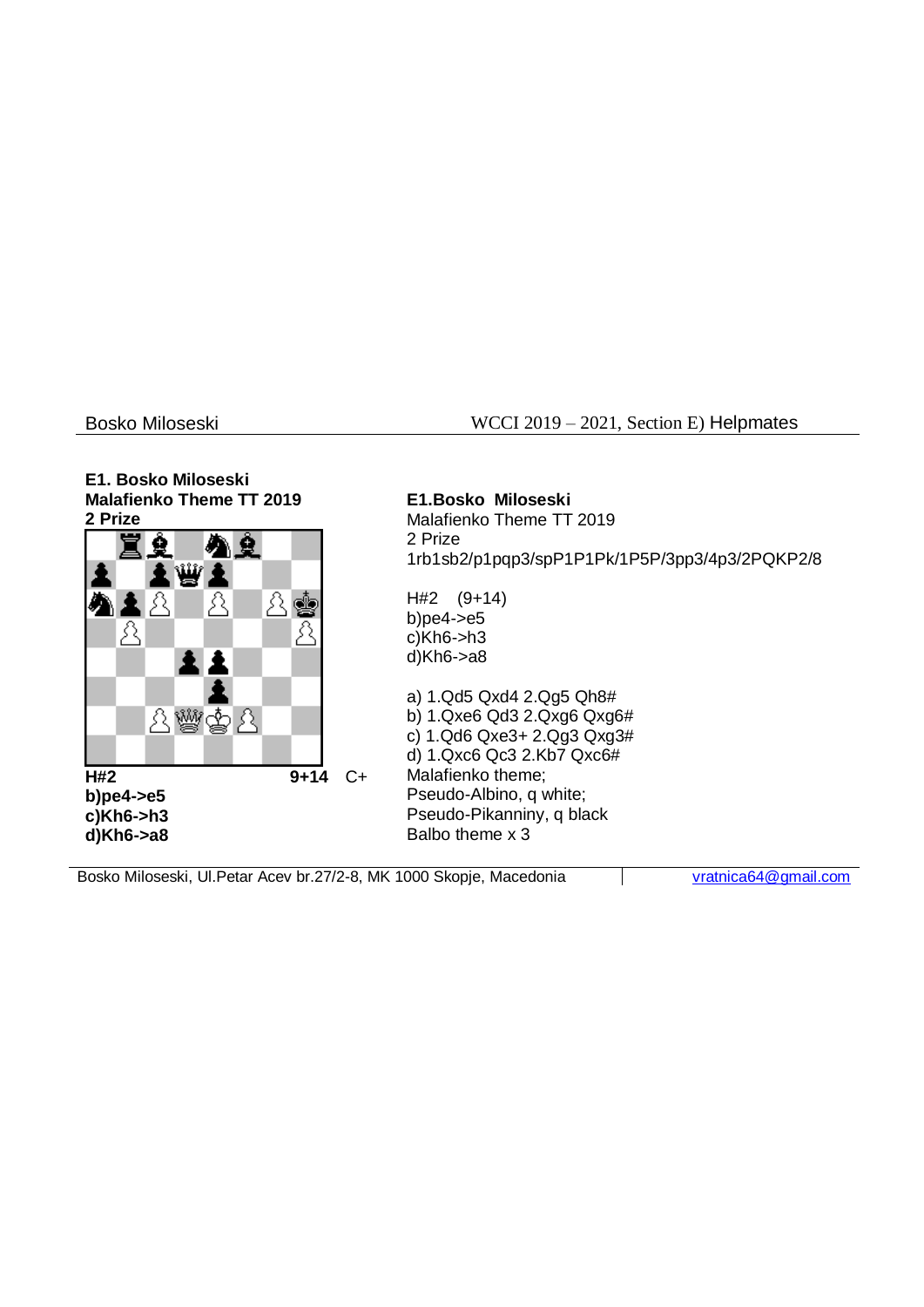Bosko Miloseski WCCI 2019 – 2021, Section E) Helpmates

**E1. Bosko Miloseski**
**Malafienko Theme TT 2019**
**2 Prize**

**H#2** **9+14** C+
**b)pe4->e5**
**c)Kh6->h3**
**d)Kh6->a8**

**E1.Bosko Miloseski**
Malafienko Theme TT 2019
2 Prize
1rb1sb2/p1pqp3/spP1P1Pk/1P5P/3pp3/4p3/2PQKP2/8

H#2 (9+14)
b)pe4->e5
c)Kh6->h3
d)Kh6->a8

a) 1.Qd5 Qxd4 2.Qg5 Qh8#
b) 1.Qxe6 Qd3 2.Qxg6 Qxg6#
c) 1.Qd6 Qxe3+ 2.Qg3 Qxg3#
d) 1.Qxc6 Qc3 2.Kb7 Qxc6#
Malafienko theme;
Pseudo-Albino, q white;
Pseudo-Pikanniny, q black
Balbo theme x 3

Bosko Miloseski, Ul.Petar Acev br.27/2-8, MK 1000 Skopje, Macedonia | vratnica64@gmail.com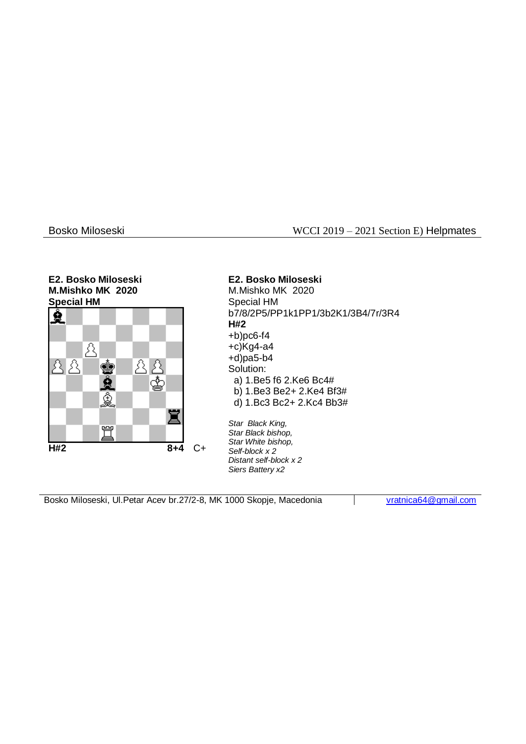**E2. Bosko Miloseski**
**M.Mishko MK 2020**
**Special HM**

**H#2** **8+4** C+

**E2. Bosko Miloseski**
M.Mishko MK 2020
Special HM
b7/8/2P5/PP1k1PP1/3b2K1/3B4/7r/3R4
**H#2**
+b)pc6-f4
+c)Kg4-a4
+d)pa5-b4
Solution:

- a) 1.Be5 f6 2.Ke6 Bc4#
- b) 1.Be3 Be2+ 2.Ke4 Bf3#
- d) 1.Bc3 Bc2+ 2.Kc4 Bb3#

*Star Black King,*
*Star Black bishop,*
*Star White bishop,*
*Self-block x 2*
*Distant self-block x 2*
*Siers Battery x2*

Bosko Miloseski, Ul.Petar Acev br.27/2-8, MK 1000 Skopje, Macedonia | vratnica64@gmail.com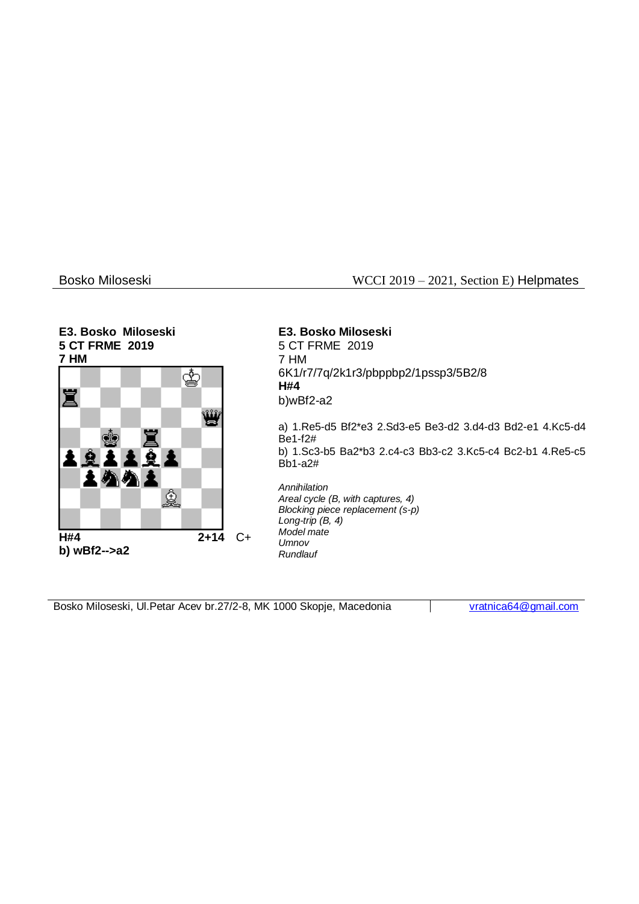**E3. Bosko Miloseski**
**5 CT FRME 2019**
**7 HM**

**H#4** 2+14 C+
**b) wBf2-->a2**

**E3. Bosko Miloseski**
5 CT FRME 2019
7 HM
6K1/r7/7q/2k1r3/pbppbp2/1pssp3/5B2/8
**H#4**
b)wBf2-a2

a) 1.Re5-d5 Bf2*e3 2.Sd3-e5 Be3-d2 3.d4-d3 Bd2-e1 4.Kc5-d4 Be1-f2#
b) 1.Sc3-b5 Ba2*b3 2.c4-c3 Bb3-c2 3.Kc5-c4 Bc2-b1 4.Re5-c5 Bb1-a2#

*Annihilation*
*Areal cycle (B, with captures, 4)*
*Blocking piece replacement (s-p)*
*Long-trip (B, 4)*
*Model mate*
*Umnov*
*Rundlauf*

Bosko Miloseski, Ul.Petar Acev br.27/2-8, MK 1000 Skopje, Macedonia | vratnica64@gmail.com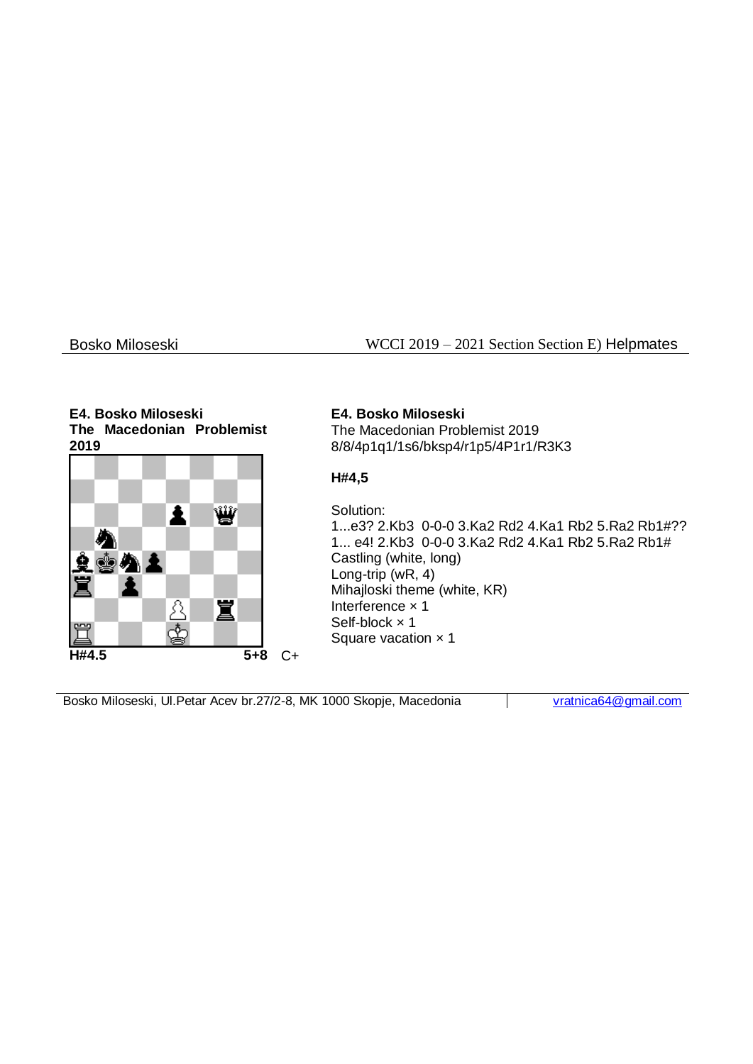**E4. Bosko Miloseski**
**The Macedonian Problemist 2019**

**H#4.5** **5+8** C+

**E4. Bosko Miloseski**
The Macedonian Problemist 2019
8/8/4p1q1/1s6/bksp4/r1p5/4P1r1/R3K3

**H#4,5**

Solution:
1...e3? 2.Kb3 0-0-0 3.Ka2 Rd2 4.Ka1 Rb2 5.Ra2 Rb1#??
1... e4! 2.Kb3 0-0-0 3.Ka2 Rd2 4.Ka1 Rb2 5.Ra2 Rb1#
Castling (white, long)
Long-trip (wR, 4)
Mihajloski theme (white, KR)
Interference × 1
Self-block × 1
Square vacation × 1

Bosko Miloseski, Ul.Petar Acev br.27/2-8, MK 1000 Skopje, Macedonia | vratnica64@gmail.com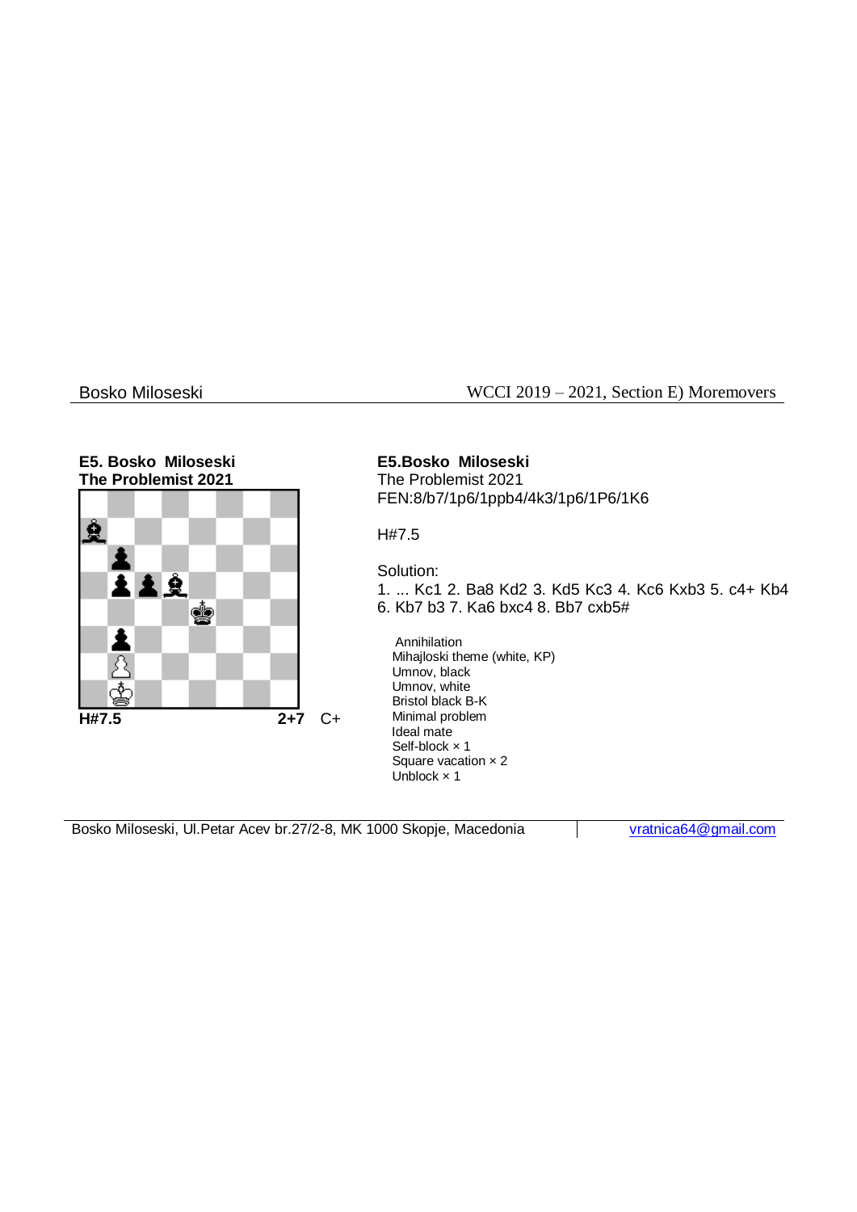**E5. Bosko Miloseski**
**The Problemist 2021**

**H#7.5** **2+7** C+

**E5.Bosko Miloseski**
The Problemist 2021
FEN:8/b7/1p6/1ppb4/4k3/1p6/1P6/1K6

H#7.5

Solution:
1. ... Kc1 2. Ba8 Kd2 3. Kd5 Kc3 4. Kc6 Kxb3 5. c4+ Kb4 6. Kb7 b3 7. Ka6 bxc4 8. Bb7 cxb5#

- Annihilation
- Mihajloski theme (white, KP)
- Umnov, black
- Umnov, white
- Bristol black B-K
- Minimal problem
- Ideal mate
- Self-block × 1
- Square vacation × 2
- Unblock × 1

Bosko Miloseski, Ul.Petar Acev br.27/2-8, MK 1000 Skopje, Macedonia | vratnica64@gmail.com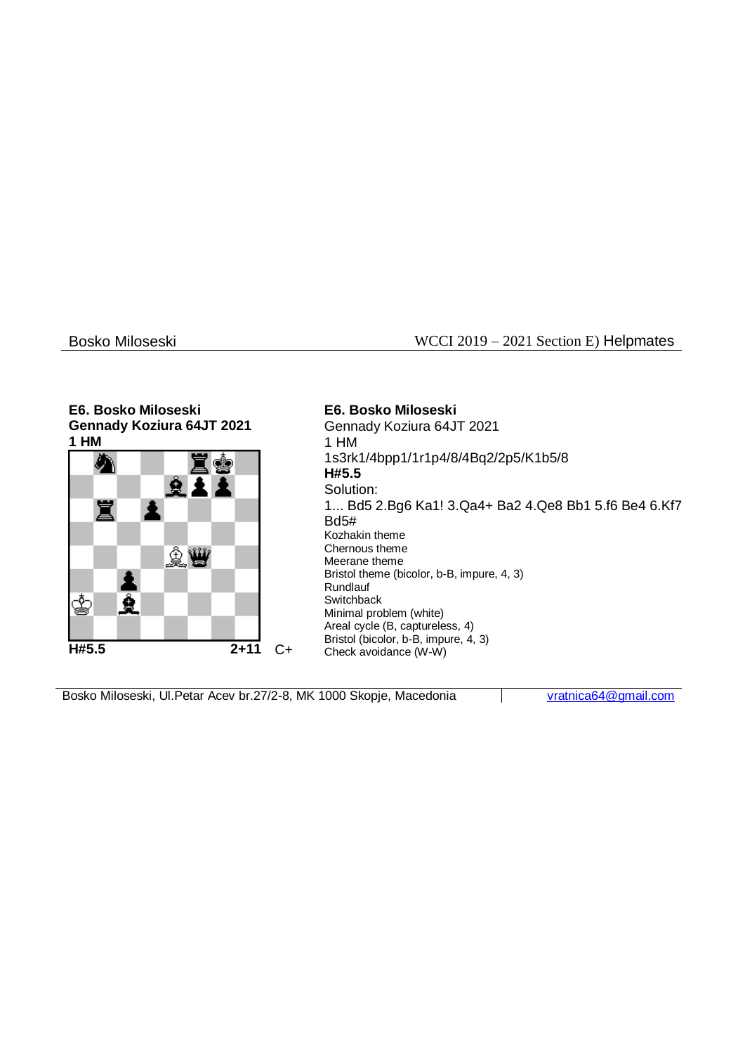**E6. Bosko Miloseski**
**Gennady Koziura 64JT 2021**
**1 HM**

**H#5.5** **2+11** C+

**E6. Bosko Miloseski**

Gennady Koziura 64JT 2021

1 HM

1s3rk1/4bpp1/1r1p4/8/4Bq2/2p5/K1b5/8

**H#5.5**

Solution:

1... Bd5 2.Bg6 Ka1! 3.Qa4+ Ba2 4.Qe8 Bb1 5.f6 Be4 6.Kf7 Bd5#

Kozhakin theme
Chernous theme
Meerane theme
Bristol theme (bicolor, b-B, impure, 4, 3)
Rundlauf
Switchback
Minimal problem (white)
Areal cycle (B, captureless, 4)
Bristol (bicolor, b-B, impure, 4, 3)
Check avoidance (W-W)

Bosko Miloseski, Ul.Petar Acev br.27/2-8, MK 1000 Skopje, Macedonia | vratnica64@gmail.com